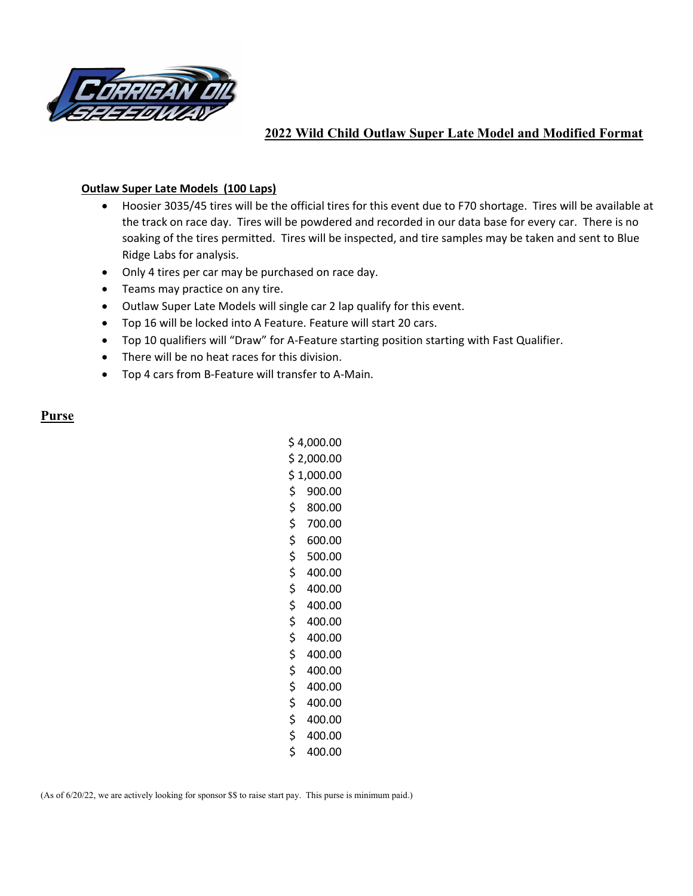# 2022 Wild Child Outlaw Super Late Model and Modified Format

**Outlaw Super Late Models (100 Laps)**

- Hoosier 3035/45 tires will be the official tires for this event due to F70 shortage. Tires will be available at the track on race day. Tires will be powdered and recorded in our data base for every car. There is no soaking of the tires permitted. Tires will be inspected, and tire samples may be taken and sent to Blue Ridge Labs for analysis.
- Only 4 tires per car may be purchased on race day.
- Teams may practice on any tire.
- Outlaw Super Late Models will single car 2 lap qualify for this event.
- Top 16 will be locked into A Feature. Feature will start 20 cars.
- Top 10 qualifiers will "Draw" for A-Feature starting position starting with Fast Qualifier.
- There will be no heat races for this division.
- Top 4 cars from B-Feature will transfer to A-Main.

## Purse

$ 4,000.00
$ 2,000.00
$ 1,000.00
$ 900.00
$ 800.00
$ 700.00
$ 600.00
$ 500.00
$ 400.00
$ 400.00
$ 400.00
$ 400.00
$ 400.00
$ 400.00
$ 400.00
$ 400.00
$ 400.00
$ 400.00
$ 400.00
$ 400.00

(As of 6/20/22, we are actively looking for sponsor $$ to raise start pay. This purse is minimum paid.)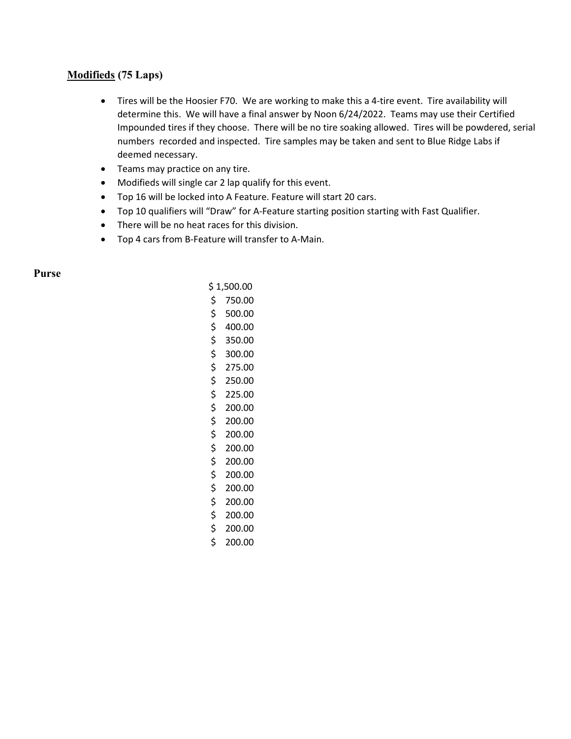**<u>Modifieds</u> (75 Laps)**

- Tires will be the Hoosier F70. We are working to make this a 4-tire event. Tire availability will determine this. We will have a final answer by Noon 6/24/2022. Teams may use their Certified Impounded tires if they choose. There will be no tire soaking allowed. Tires will be powdered, serial numbers recorded and inspected. Tire samples may be taken and sent to Blue Ridge Labs if deemed necessary.
- Teams may practice on any tire.
- Modifieds will single car 2 lap qualify for this event.
- Top 16 will be locked into A Feature. Feature will start 20 cars.
- Top 10 qualifiers will "Draw" for A-Feature starting position starting with Fast Qualifier.
- There will be no heat races for this division.
- Top 4 cars from B-Feature will transfer to A-Main.

**Purse**

$ 1,500.00
$ 750.00
$ 500.00
$ 400.00
$ 350.00
$ 300.00
$ 275.00
$ 250.00
$ 225.00
$ 200.00
$ 200.00
$ 200.00
$ 200.00
$ 200.00
$ 200.00
$ 200.00
$ 200.00
$ 200.00
$ 200.00
$ 200.00